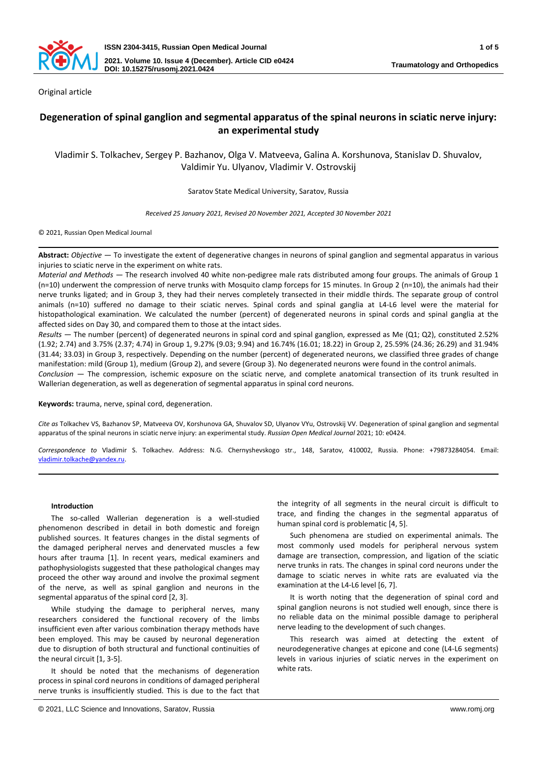Original article

# Degeneration of spinal ganglion and segmental apparatus of the spinal neurons in sciatic nerve injury: an experimental study

Vladimir S. Tolkachev, Sergey P. Bazhanov, Olga V. Matveeva, Galina A. Korshunova, Stanislav D. Shuvalov, Valdimir Yu. Ulyanov, Vladimir V. Ostrovskij

Saratov State Medical University, Saratov, Russia

*Received 25 January 2021, Revised 20 November 2021, Accepted 30 November 2021*

© 2021, Russian Open Medical Journal

**Abstract:** *Objective* — To investigate the extent of degenerative changes in neurons of spinal ganglion and segmental apparatus in various injuries to sciatic nerve in the experiment on white rats.

*Material and Methods* — The research involved 40 white non-pedigree male rats distributed among four groups. The animals of Group 1 (n=10) underwent the compression of nerve trunks with Mosquito clamp forceps for 15 minutes. In Group 2 (n=10), the animals had their nerve trunks ligated; and in Group 3, they had their nerves completely transected in their middle thirds. The separate group of control animals (n=10) suffered no damage to their sciatic nerves. Spinal cords and spinal ganglia at L4-L6 level were the material for histopathological examination. We calculated the number (percent) of degenerated neurons in spinal cords and spinal ganglia at the affected sides on Day 30, and compared them to those at the intact sides.

*Results* — The number (percent) of degenerated neurons in spinal cord and spinal ganglion, expressed as Me (Q1; Q2), constituted 2.52% (1.92; 2.74) and 3.75% (2.37; 4.74) in Group 1, 9.27% (9.03; 9.94) and 16.74% (16.01; 18.22) in Group 2, 25.59% (24.36; 26.29) and 31.94% (31.44; 33.03) in Group 3, respectively. Depending on the number (percent) of degenerated neurons, we classified three grades of change manifestation: mild (Group 1), medium (Group 2), and severe (Group 3). No degenerated neurons were found in the control animals.

*Conclusion* — The compression, ischemic exposure on the sciatic nerve, and complete anatomical transection of its trunk resulted in Wallerian degeneration, as well as degeneration of segmental apparatus in spinal cord neurons.

**Keywords:** trauma, nerve, spinal cord, degeneration.

*Cite as* Tolkachev VS, Bazhanov SP, Matveeva OV, Korshunova GA, Shuvalov SD, Ulyanov VYu, Ostrovskij VV. Degeneration of spinal ganglion and segmental apparatus of the spinal neurons in sciatic nerve injury: an experimental study. *Russian Open Medical Journal* 2021; 10: e0424.

*Correspondence to* Vladimir S. Tolkachev. Address: N.G. Chernyshevskogo str., 148, Saratov, 410002, Russia. Phone: +79873284054. Email: vladimir.tolkache@yandex.ru.

## Introduction

The so-called Wallerian degeneration is a well-studied phenomenon described in detail in both domestic and foreign published sources. It features changes in the distal segments of the damaged peripheral nerves and denervated muscles a few hours after trauma [1]. In recent years, medical examiners and pathophysiologists suggested that these pathological changes may proceed the other way around and involve the proximal segment of the nerve, as well as spinal ganglion and neurons in the segmental apparatus of the spinal cord [2, 3].

While studying the damage to peripheral nerves, many researchers considered the functional recovery of the limbs insufficient even after various combination therapy methods have been employed. This may be caused by neuronal degeneration due to disruption of both structural and functional continuities of the neural circuit [1, 3-5].

It should be noted that the mechanisms of degeneration process in spinal cord neurons in conditions of damaged peripheral nerve trunks is insufficiently studied. This is due to the fact that the integrity of all segments in the neural circuit is difficult to trace, and finding the changes in the segmental apparatus of human spinal cord is problematic [4, 5].

Such phenomena are studied on experimental animals. The most commonly used models for peripheral nervous system damage are transection, compression, and ligation of the sciatic nerve trunks in rats. The changes in spinal cord neurons under the damage to sciatic nerves in white rats are evaluated via the examination at the L4-L6 level [6, 7].

It is worth noting that the degeneration of spinal cord and spinal ganglion neurons is not studied well enough, since there is no reliable data on the minimal possible damage to peripheral nerve leading to the development of such changes.

This research was aimed at detecting the extent of neurodegenerative changes at epicone and cone (L4-L6 segments) levels in various injuries of sciatic nerves in the experiment on white rats.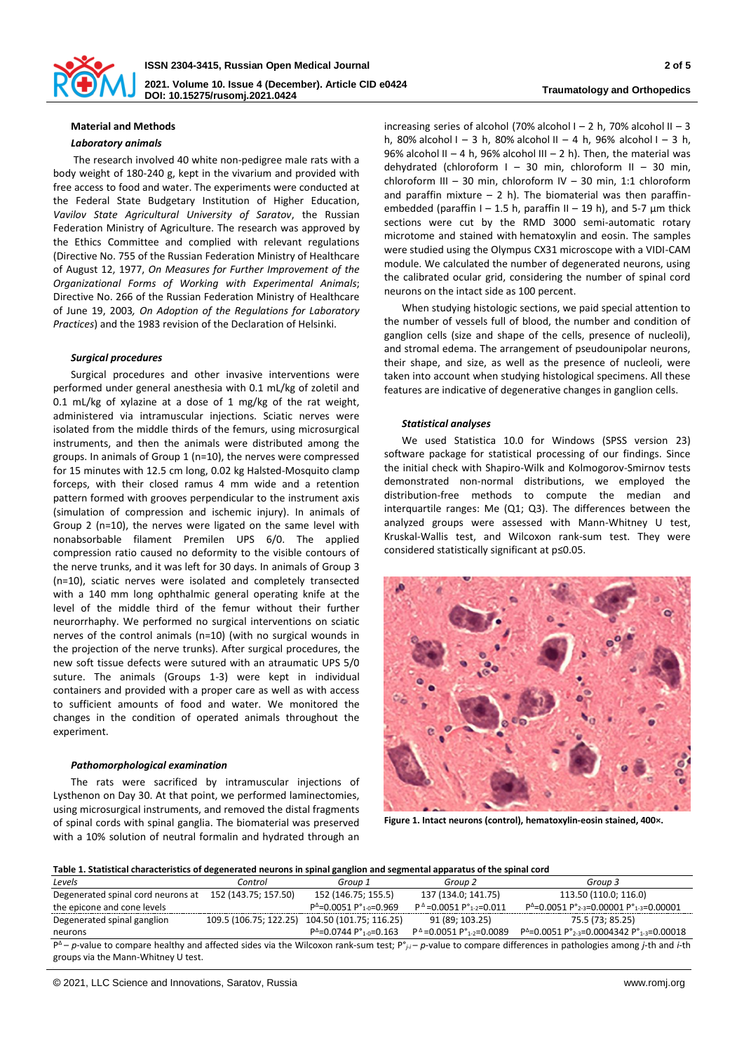## Material and Methods

### *Laboratory animals*

The research involved 40 white non-pedigree male rats with a body weight of 180-240 g, kept in the vivarium and provided with free access to food and water. The experiments were conducted at the Federal State Budgetary Institution of Higher Education, *Vavilov State Agricultural University of Saratov*, the Russian Federation Ministry of Agriculture. The research was approved by the Ethics Committee and complied with relevant regulations (Directive No. 755 of the Russian Federation Ministry of Healthcare of August 12, 1977, *On Measures for Further Improvement of the Organizational Forms of Working with Experimental Animals*; Directive No. 266 of the Russian Federation Ministry of Healthcare of June 19, 2003, *On Adoption of the Regulations for Laboratory Practices*) and the 1983 revision of the Declaration of Helsinki.

### *Surgical procedures*

Surgical procedures and other invasive interventions were performed under general anesthesia with 0.1 mL/kg of zoletil and 0.1 mL/kg of xylazine at a dose of 1 mg/kg of the rat weight, administered via intramuscular injections. Sciatic nerves were isolated from the middle thirds of the femurs, using microsurgical instruments, and then the animals were distributed among the groups. In animals of Group 1 (n=10), the nerves were compressed for 15 minutes with 12.5 cm long, 0.02 kg Halsted-Mosquito clamp forceps, with their closed ramus 4 mm wide and a retention pattern formed with grooves perpendicular to the instrument axis (simulation of compression and ischemic injury). In animals of Group 2 (n=10), the nerves were ligated on the same level with nonabsorbable filament Premilen UPS 6/0. The applied compression ratio caused no deformity to the visible contours of the nerve trunks, and it was left for 30 days. In animals of Group 3 (n=10), sciatic nerves were isolated and completely transected with a 140 mm long ophthalmic general operating knife at the level of the middle third of the femur without their further neurorrhaphy. We performed no surgical interventions on sciatic nerves of the control animals (n=10) (with no surgical wounds in the projection of the nerve trunks). After surgical procedures, the new soft tissue defects were sutured with an atraumatic UPS 5/0 suture. The animals (Groups 1-3) were kept in individual containers and provided with a proper care as well as with access to sufficient amounts of food and water. We monitored the changes in the condition of operated animals throughout the experiment.

### *Pathomorphological examination*

The rats were sacrificed by intramuscular injections of Lysthenon on Day 30. At that point, we performed laminectomies, using microsurgical instruments, and removed the distal fragments of spinal cords with spinal ganglia. The biomaterial was preserved with a 10% solution of neutral formalin and hydrated through an increasing series of alcohol (70% alcohol I – 2 h, 70% alcohol II – 3 h, 80% alcohol I – 3 h, 80% alcohol II – 4 h, 96% alcohol I – 3 h, 96% alcohol II – 4 h, 96% alcohol III – 2 h). Then, the material was dehydrated (chloroform I – 30 min, chloroform II – 30 min, chloroform III – 30 min, chloroform IV – 30 min, 1:1 chloroform and paraffin mixture – 2 h). The biomaterial was then paraffin-embedded (paraffin I – 1.5 h, paraffin II – 19 h), and 5-7 µm thick sections were cut by the RMD 3000 semi-automatic rotary microtome and stained with hematoxylin and eosin. The samples were studied using the Olympus CX31 microscope with a VIDI-CAM module. We calculated the number of degenerated neurons, using the calibrated ocular grid, considering the number of spinal cord neurons on the intact side as 100 percent.

When studying histologic sections, we paid special attention to the number of vessels full of blood, the number and condition of ganglion cells (size and shape of the cells, presence of nucleoli), and stromal edema. The arrangement of pseudounipolar neurons, their shape, and size, as well as the presence of nucleoli, were taken into account when studying histological specimens. All these features are indicative of degenerative changes in ganglion cells.

### *Statistical analyses*

We used Statistica 10.0 for Windows (SPSS version 23) software package for statistical processing of our findings. Since the initial check with Shapiro-Wilk and Kolmogorov-Smirnov tests demonstrated non-normal distributions, we employed the distribution-free methods to compute the median and interquartile ranges: Me (Q1; Q3). The differences between the analyzed groups were assessed with Mann-Whitney U test, Kruskal-Wallis test, and Wilcoxon rank-sum test. They were considered statistically significant at p≤0.05.

**Figure 1. Intact neurons (control), hematoxylin-eosin stained, 400×.**

**Table 1. Statistical characteristics of degenerated neurons in spinal ganglion and segmental apparatus of the spinal cord**

| Levels | Control | Group 1 | Group 2 | Group 3 |
|---|---|---|---|---|
| Degenerated spinal cord neurons at the spinal cone levels | 152 (143.75; 157.50) | 152 (146.75; 155.5) $P^{\Delta}$=0.0051 $P^{\circ}_{1\text{-}0}$=0.969 | 137 (134.0; 141.75) $P^{\Delta}$=0.0051 $P^{\circ}_{1\text{-}2}$=0.011 | 113.50 (110.0; 116.0) $P^{\Delta}$=0.0051 $P^{\circ}_{2\text{-}3}$=0.00001 $P^{\circ}_{1\text{-}3}$=0.00001 |
| Degenerated spinal ganglion neurons | 109.5 (106.75; 122.25) | 104.50 (101.75; 116.25) $P^{\Delta}$=0.0744 $P^{\circ}_{1\text{-}0}$=0.163 | 91 (89; 103.25) $P^{\Delta}$=0.0051 $P^{\circ}_{1\text{-}2}$=0.0089 | 75.5 (73; 85.25) $P^{\Delta}$=0.0051 $P^{\circ}_{2\text{-}3}$=0.0004342 $P^{\circ}_{1\text{-}3}$=0.00018 |

$P^{\Delta}$ – *p*-value to compare healthy and affected sides via the Wilcoxon rank-sum test; $P^{\circ}_{j\text{-}i}$ – *p*-value to compare differences in pathologies among *j*-th and *i*-th groups via the Mann-Whitney U test.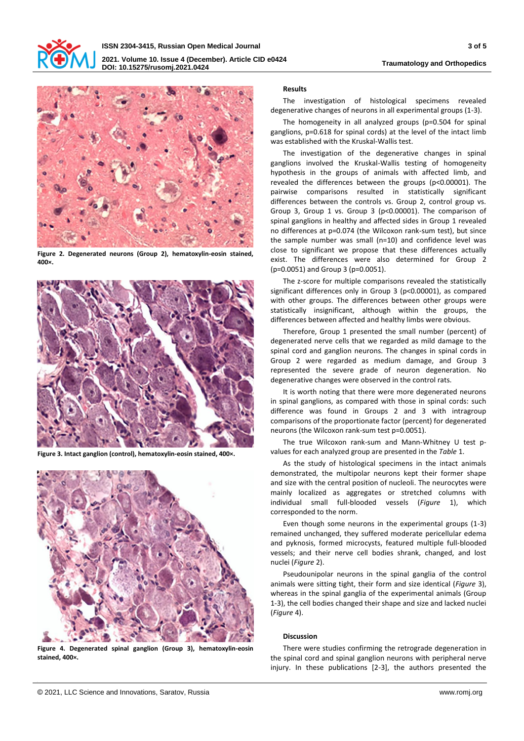Figure 2. Degenerated neurons (Group 2), hematoxylin-eosin stained, 400×.

Figure 3. Intact ganglion (control), hematoxylin-eosin stained, 400×.

Figure 4. Degenerated spinal ganglion (Group 3), hematoxylin-eosin stained, 400×.

## Results

The investigation of histological specimens revealed degenerative changes of neurons in all experimental groups (1-3).

The homogeneity in all analyzed groups (p=0.504 for spinal ganglions, p=0.618 for spinal cords) at the level of the intact limb was established with the Kruskal-Wallis test.

The investigation of the degenerative changes in spinal ganglions involved the Kruskal-Wallis testing of homogeneity hypothesis in the groups of animals with affected limb, and revealed the differences between the groups (p<0.00001). The pairwise comparisons resulted in statistically significant differences between the controls vs. Group 2, control group vs. Group 3, Group 1 vs. Group 3 (p<0.00001). The comparison of spinal ganglions in healthy and affected sides in Group 1 revealed no differences at p=0.074 (the Wilcoxon rank-sum test), but since the sample number was small (n=10) and confidence level was close to significant we propose that these differences actually exist. The differences were also determined for Group 2 (p=0.0051) and Group 3 (p=0.0051).

The z-score for multiple comparisons revealed the statistically significant differences only in Group 3 (p<0.00001), as compared with other groups. The differences between other groups were statistically insignificant, although within the groups, the differences between affected and healthy limbs were obvious.

Therefore, Group 1 presented the small number (percent) of degenerated nerve cells that we regarded as mild damage to the spinal cord and ganglion neurons. The changes in spinal cords in Group 2 were regarded as medium damage, and Group 3 represented the severe grade of neuron degeneration. No degenerative changes were observed in the control rats.

It is worth noting that there were more degenerated neurons in spinal ganglions, as compared with those in spinal cords: such difference was found in Groups 2 and 3 with intragroup comparisons of the proportionate factor (percent) for degenerated neurons (the Wilcoxon rank-sum test p=0.0051).

The true Wilcoxon rank-sum and Mann-Whitney U test p-values for each analyzed group are presented in the *Table* 1.

As the study of histological specimens in the intact animals demonstrated, the multipolar neurons kept their former shape and size with the central position of nucleoli. The neurocytes were mainly localized as aggregates or stretched columns with individual small full-blooded vessels (*Figure* 1), which corresponded to the norm.

Even though some neurons in the experimental groups (1-3) remained unchanged, they suffered moderate pericellular edema and pyknosis, formed microcysts, featured multiple full-blooded vessels; and their nerve cell bodies shrank, changed, and lost nuclei (*Figure* 2).

Pseudounipolar neurons in the spinal ganglia of the control animals were sitting tight, their form and size identical (*Figure* 3), whereas in the spinal ganglia of the experimental animals (Group 1-3), the cell bodies changed their shape and size and lacked nuclei (*Figure* 4).

## Discussion

There were studies confirming the retrograde degeneration in the spinal cord and spinal ganglion neurons with peripheral nerve injury. In these publications [2-3], the authors presented the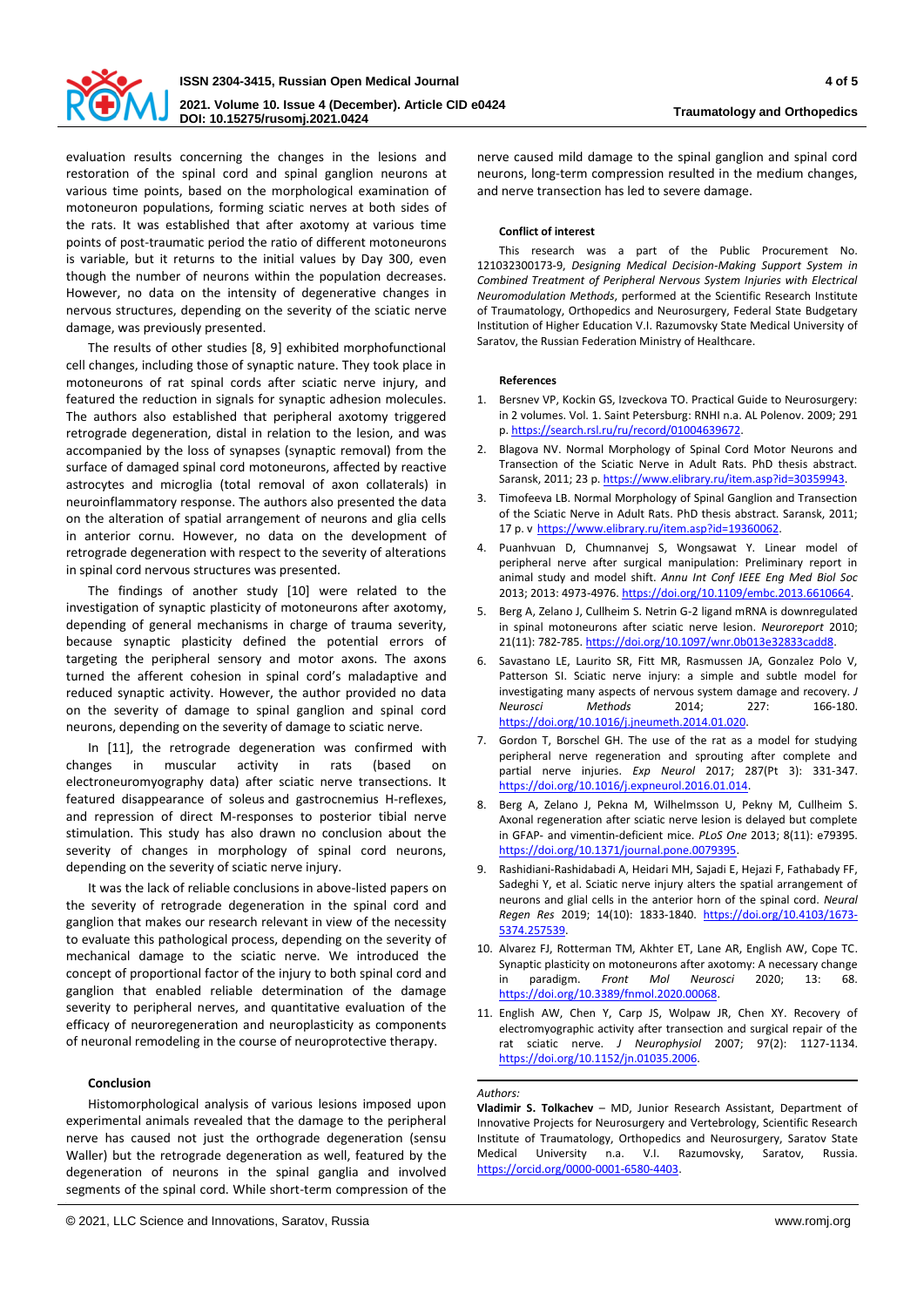evaluation results concerning the changes in the lesions and restoration of the spinal cord and spinal ganglion neurons at various time points, based on the morphological examination of motoneuron populations, forming sciatic nerves at both sides of the rats. It was established that after axotomy at various time points of post-traumatic period the ratio of different motoneurons is variable, but it returns to the initial values by Day 300, even though the number of neurons within the population decreases. However, no data on the intensity of degenerative changes in nervous structures, depending on the severity of the sciatic nerve damage, was previously presented.

The results of other studies [8, 9] exhibited morphofunctional cell changes, including those of synaptic nature. They took place in motoneurons of rat spinal cords after sciatic nerve injury, and featured the reduction in signals for synaptic adhesion molecules. The authors also established that peripheral axotomy triggered retrograde degeneration, distal in relation to the lesion, and was accompanied by the loss of synapses (synaptic removal) from the surface of damaged spinal cord motoneurons, affected by reactive astrocytes and microglia (total removal of axon collaterals) in neuroinflammatory response. The authors also presented the data on the alteration of spatial arrangement of neurons and glia cells in anterior cornu. However, no data on the development of retrograde degeneration with respect to the severity of alterations in spinal cord nervous structures was presented.

The findings of another study [10] were related to the investigation of synaptic plasticity of motoneurons after axotomy, depending of general mechanisms in charge of trauma severity, because synaptic plasticity defined the potential errors of targeting the peripheral sensory and motor axons. The axons turned the afferent cohesion in spinal cord's maladaptive and reduced synaptic activity. However, the author provided no data on the severity of damage to spinal ganglion and spinal cord neurons, depending on the severity of damage to sciatic nerve.

In [11], the retrograde degeneration was confirmed with changes in muscular activity in rats (based on electroneuromyography data) after sciatic nerve transections. It featured disappearance of soleus and gastrocnemius H-reflexes, and repression of direct M-responses to posterior tibial nerve stimulation. This study has also drawn no conclusion about the severity of changes in morphology of spinal cord neurons, depending on the severity of sciatic nerve injury.

It was the lack of reliable conclusions in above-listed papers on the severity of retrograde degeneration in the spinal cord and ganglion that makes our research relevant in view of the necessity to evaluate this pathological process, depending on the severity of mechanical damage to the sciatic nerve. We introduced the concept of proportional factor of the injury to both spinal cord and ganglion that enabled reliable determination of the damage severity to peripheral nerves, and quantitative evaluation of the efficacy of neuroregeneration and neuroplasticity as components of neuronal remodeling in the course of neuroprotective therapy.

## Conclusion

Histomorphological analysis of various lesions imposed upon experimental animals revealed that the damage to the peripheral nerve has caused not just the orthograde degeneration (sensu Waller) but the retrograde degeneration as well, featured by the degeneration of neurons in the spinal ganglia and involved segments of the spinal cord. While short-term compression of the nerve caused mild damage to the spinal ganglion and spinal cord neurons, long-term compression resulted in the medium changes, and nerve transection has led to severe damage.

#### Conflict of interest

This research was a part of the Public Procurement No. 121032300173-9, *Designing Medical Decision-Making Support System in Combined Treatment of Peripheral Nervous System Injuries with Electrical Neuromodulation Methods*, performed at the Scientific Research Institute of Traumatology, Orthopedics and Neurosurgery, Federal State Budgetary Institution of Higher Education V.I. Razumovsky State Medical University of Saratov, the Russian Federation Ministry of Healthcare.

#### References

1. Bersnev VP, Kockin GS, Izveckova TO. Practical Guide to Neurosurgery: in 2 volumes. Vol. 1. Saint Petersburg: RNHI n.a. AL Polenov. 2009; 291 p. https://search.rsl.ru/ru/record/01004639672.
2. Blagova NV. Normal Morphology of Spinal Cord Motor Neurons and Transection of the Sciatic Nerve in Adult Rats. PhD thesis abstract. Saransk, 2011; 23 p. https://www.elibrary.ru/item.asp?id=30359943.
3. Timofeeva LB. Normal Morphology of Spinal Ganglion and Transection of the Sciatic Nerve in Adult Rats. PhD thesis abstract. Saransk, 2011; 17 p. v https://www.elibrary.ru/item.asp?id=19360062.
4. Puanhvuan D, Chumnanvej S, Wongsawat Y. Linear model of peripheral nerve after surgical manipulation: Preliminary report in animal study and model shift. *Annu Int Conf IEEE Eng Med Biol Soc* 2013; 2013: 4973-4976. https://doi.org/10.1109/embc.2013.6610664.
5. Berg A, Zelano J, Cullheim S. Netrin G-2 ligand mRNA is downregulated in spinal motoneurons after sciatic nerve lesion. *Neuroreport* 2010; 21(11): 782-785. https://doi.org/10.1097/wnr.0b013e32833cadd8.
6. Savastano LE, Laurito SR, Fitt MR, Rasmussen JA, Gonzalez Polo V, Patterson SI. Sciatic nerve injury: a simple and subtle model for investigating many aspects of nervous system damage and recovery. *J Neurosci Methods* 2014; 227: 166-180. https://doi.org/10.1016/j.jneumeth.2014.01.020.
7. Gordon T, Borschel GH. The use of the rat as a model for studying peripheral nerve regeneration and sprouting after complete and partial nerve injuries. *Exp Neurol* 2017; 287(Pt 3): 331-347. https://doi.org/10.1016/j.expneurol.2016.01.014.
8. Berg A, Zelano J, Pekna M, Wilhelmsson U, Pekny M, Cullheim S. Axonal regeneration after sciatic nerve lesion is delayed but complete in GFAP- and vimentin-deficient mice. *PLoS One* 2013; 8(11): e79395. https://doi.org/10.1371/journal.pone.0079395.
9. Rashidiani-Rashidabadi A, Heidari MH, Sajadi E, Hejazi F, Fathabady FF, Sadeghi Y, et al. Sciatic nerve injury alters the spatial arrangement of neurons and glial cells in the anterior horn of the spinal cord. *Neural Regen Res* 2019; 14(10): 1833-1840. https://doi.org/10.4103/1673-5374.257539.
10. Alvarez FJ, Rotterman TM, Akhter ET, Lane AR, English AW, Cope TC. Synaptic plasticity on motoneurons after axotomy: A necessary change in paradigm. *Front Mol Neurosci* 2020; 13: 68. https://doi.org/10.3389/fnmol.2020.00068.
11. English AW, Chen Y, Carp JS, Wolpaw JR, Chen XY. Recovery of electromyographic activity after transection and surgical repair of the rat sciatic nerve. *J Neurophysiol* 2007; 97(2): 1127-1134. https://doi.org/10.1152/jn.01035.2006.

*Authors:*

**Vladimir S. Tolkachev** – MD, Junior Research Assistant, Department of Innovative Projects for Neurosurgery and Vertebrology, Scientific Research Institute of Traumatology, Orthopedics and Neurosurgery, Saratov State Medical University n.a. V.I. Razumovsky, Saratov, Russia. https://orcid.org/0000-0001-6580-4403.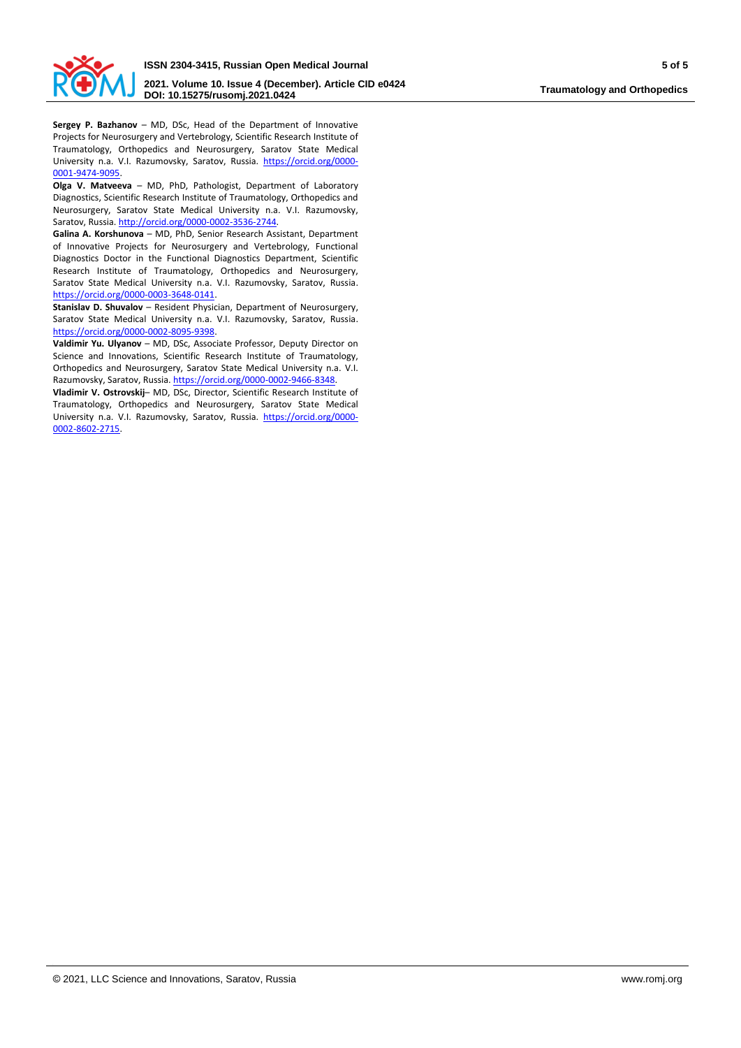**Sergey P. Bazhanov** – MD, DSc, Head of the Department of Innovative Projects for Neurosurgery and Vertebrology, Scientific Research Institute of Traumatology, Orthopedics and Neurosurgery, Saratov State Medical University n.a. V.I. Razumovsky, Saratov, Russia. https://orcid.org/0000-0001-9474-9095.

**Olga V. Matveeva** – MD, PhD, Pathologist, Department of Laboratory Diagnostics, Scientific Research Institute of Traumatology, Orthopedics and Neurosurgery, Saratov State Medical University n.a. V.I. Razumovsky, Saratov, Russia. http://orcid.org/0000-0002-3536-2744.

**Galina A. Korshunova** – MD, PhD, Senior Research Assistant, Department of Innovative Projects for Neurosurgery and Vertebrology, Functional Diagnostics Doctor in the Functional Diagnostics Department, Scientific Research Institute of Traumatology, Orthopedics and Neurosurgery, Saratov State Medical University n.a. V.I. Razumovsky, Saratov, Russia. https://orcid.org/0000-0003-3648-0141.

**Stanislav D. Shuvalov** – Resident Physician, Department of Neurosurgery, Saratov State Medical University n.a. V.I. Razumovsky, Saratov, Russia. https://orcid.org/0000-0002-8095-9398.

**Valdimir Yu. Ulyanov** – MD, DSc, Associate Professor, Deputy Director on Science and Innovations, Scientific Research Institute of Traumatology, Orthopedics and Neurosurgery, Saratov State Medical University n.a. V.I. Razumovsky, Saratov, Russia. https://orcid.org/0000-0002-9466-8348.

**Vladimir V. Ostrovskij**– MD, DSc, Director, Scientific Research Institute of Traumatology, Orthopedics and Neurosurgery, Saratov State Medical University n.a. V.I. Razumovsky, Saratov, Russia. https://orcid.org/0000-0002-8602-2715.